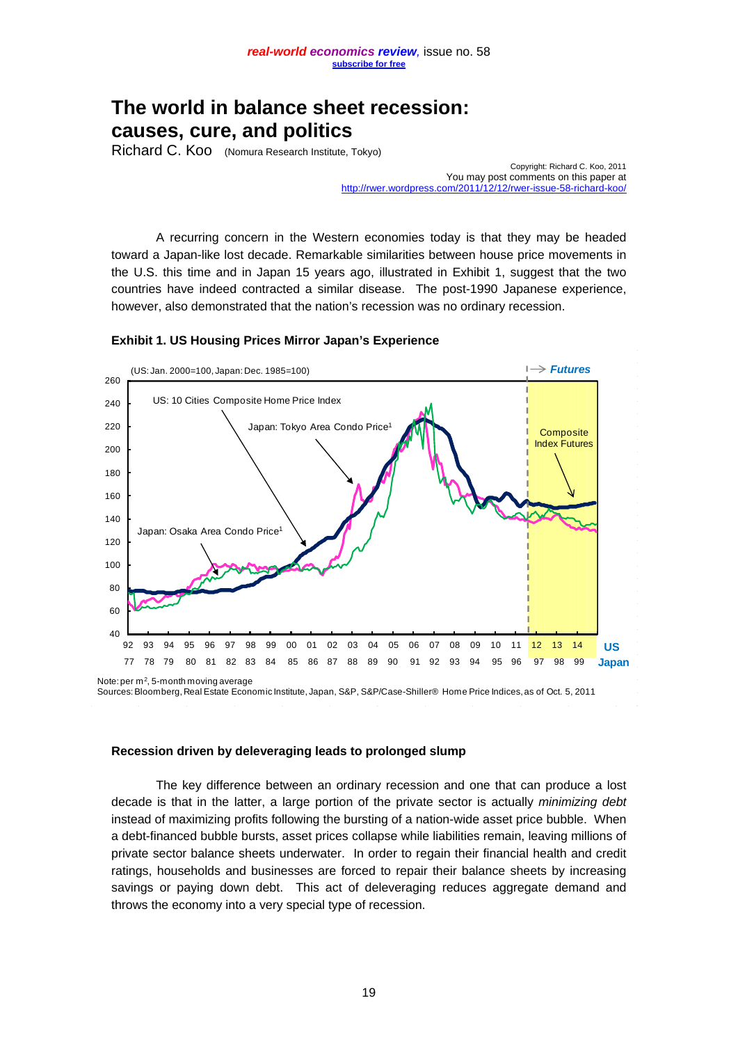# The world in balance sheet recession: causes, cure, and politics

Richard C. Koo (Nomura Research Institute, Tokyo)

Copyright: Richard C. Koo, 2011
You may post comments on this paper at
http://rwer.wordpress.com/2011/12/12/rwer-issue-58-richard-koo/

A recurring concern in the Western economies today is that they may be headed toward a Japan-like lost decade. Remarkable similarities between house price movements in the U.S. this time and in Japan 15 years ago, illustrated in Exhibit 1, suggest that the two countries have indeed contracted a similar disease. The post-1990 Japanese experience, however, also demonstrated that the nation's recession was no ordinary recession.

**Exhibit 1. US Housing Prices Mirror Japan's Experience**

Note: per m², 5-month moving average
Sources: Bloomberg, Real Estate Economic Institute, Japan, S&P, S&P/Case-Shiller® Home Price Indices, as of Oct. 5, 2011

### Recession driven by deleveraging leads to prolonged slump

The key difference between an ordinary recession and one that can produce a lost decade is that in the latter, a large portion of the private sector is actually *minimizing debt* instead of maximizing profits following the bursting of a nation-wide asset price bubble. When a debt-financed bubble bursts, asset prices collapse while liabilities remain, leaving millions of private sector balance sheets underwater. In order to regain their financial health and credit ratings, households and businesses are forced to repair their balance sheets by increasing savings or paying down debt. This act of deleveraging reduces aggregate demand and throws the economy into a very special type of recession.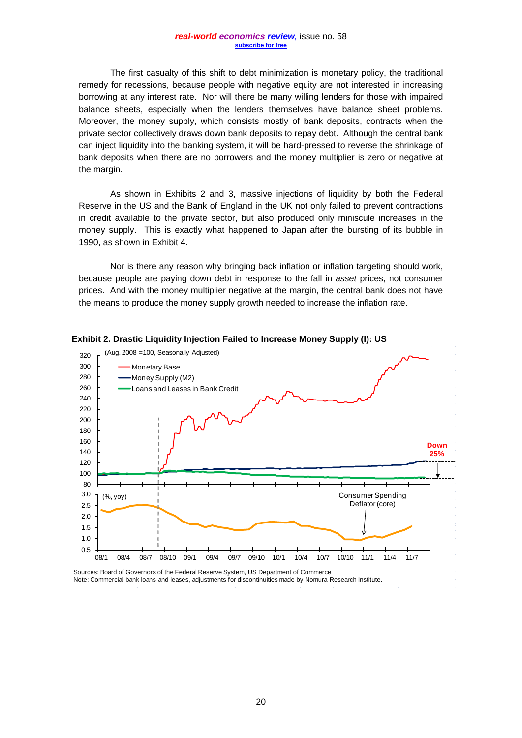The first casualty of this shift to debt minimization is monetary policy, the traditional remedy for recessions, because people with negative equity are not interested in increasing borrowing at any interest rate. Nor will there be many willing lenders for those with impaired balance sheets, especially when the lenders themselves have balance sheet problems. Moreover, the money supply, which consists mostly of bank deposits, contracts when the private sector collectively draws down bank deposits to repay debt. Although the central bank can inject liquidity into the banking system, it will be hard-pressed to reverse the shrinkage of bank deposits when there are no borrowers and the money multiplier is zero or negative at the margin.

As shown in Exhibits 2 and 3, massive injections of liquidity by both the Federal Reserve in the US and the Bank of England in the UK not only failed to prevent contractions in credit available to the private sector, but also produced only miniscule increases in the money supply. This is exactly what happened to Japan after the bursting of its bubble in 1990, as shown in Exhibit 4.

Nor is there any reason why bringing back inflation or inflation targeting should work, because people are paying down debt in response to the fall in *asset* prices, not consumer prices. And with the money multiplier negative at the margin, the central bank does not have the means to produce the money supply growth needed to increase the inflation rate.

**Exhibit 2. Drastic Liquidity Injection Failed to Increase Money Supply (I): US**

Sources: Board of Governors of the Federal Reserve System, US Department of Commerce
Note: Commercial bank loans and leases, adjustments for discontinuities made by Nomura Research Institute.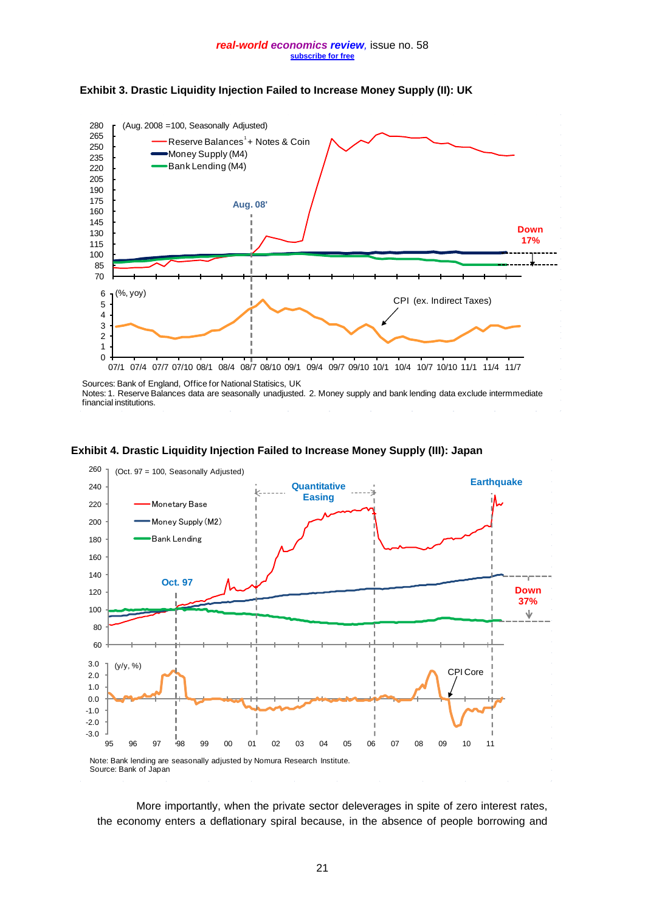**Exhibit 3. Drastic Liquidity Injection Failed to Increase Money Supply (II): UK**

Sources: Bank of England, Office for National Statisics, UK
Notes: 1. Reserve Balances data are seasonally unadjusted. 2. Money supply and bank lending data exclude intermmediate financial institutions.

**Exhibit 4. Drastic Liquidity Injection Failed to Increase Money Supply (III): Japan**

Note: Bank lending are seasonally adjusted by Nomura Research Institute.
Source: Bank of Japan

More importantly, when the private sector deleverages in spite of zero interest rates, the economy enters a deflationary spiral because, in the absence of people borrowing and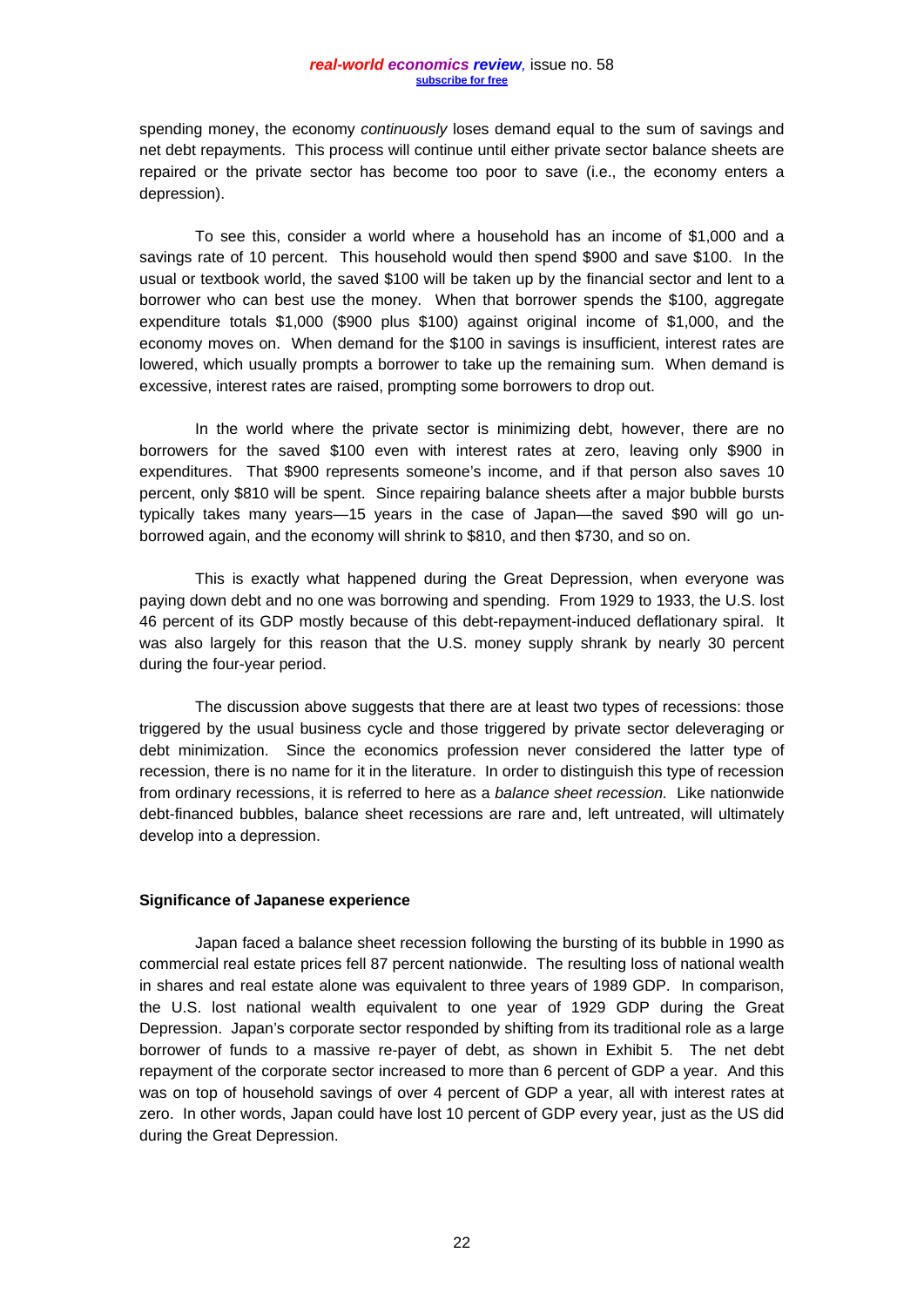spending money, the economy *continuously* loses demand equal to the sum of savings and net debt repayments. This process will continue until either private sector balance sheets are repaired or the private sector has become too poor to save (i.e., the economy enters a depression).

To see this, consider a world where a household has an income of $1,000 and a savings rate of 10 percent. This household would then spend $900 and save $100. In the usual or textbook world, the saved $100 will be taken up by the financial sector and lent to a borrower who can best use the money. When that borrower spends the $100, aggregate expenditure totals $1,000 ($900 plus $100) against original income of $1,000, and the economy moves on. When demand for the $100 in savings is insufficient, interest rates are lowered, which usually prompts a borrower to take up the remaining sum. When demand is excessive, interest rates are raised, prompting some borrowers to drop out.

In the world where the private sector is minimizing debt, however, there are no borrowers for the saved $100 even with interest rates at zero, leaving only $900 in expenditures. That $900 represents someone's income, and if that person also saves 10 percent, only $810 will be spent. Since repairing balance sheets after a major bubble bursts typically takes many years—15 years in the case of Japan—the saved $90 will go un-borrowed again, and the economy will shrink to $810, and then $730, and so on.

This is exactly what happened during the Great Depression, when everyone was paying down debt and no one was borrowing and spending. From 1929 to 1933, the U.S. lost 46 percent of its GDP mostly because of this debt-repayment-induced deflationary spiral. It was also largely for this reason that the U.S. money supply shrank by nearly 30 percent during the four-year period.

The discussion above suggests that there are at least two types of recessions: those triggered by the usual business cycle and those triggered by private sector deleveraging or debt minimization. Since the economics profession never considered the latter type of recession, there is no name for it in the literature. In order to distinguish this type of recession from ordinary recessions, it is referred to here as a *balance sheet recession.* Like nationwide debt-financed bubbles, balance sheet recessions are rare and, left untreated, will ultimately develop into a depression.

**Significance of Japanese experience**

Japan faced a balance sheet recession following the bursting of its bubble in 1990 as commercial real estate prices fell 87 percent nationwide. The resulting loss of national wealth in shares and real estate alone was equivalent to three years of 1989 GDP. In comparison, the U.S. lost national wealth equivalent to one year of 1929 GDP during the Great Depression. Japan's corporate sector responded by shifting from its traditional role as a large borrower of funds to a massive re-payer of debt, as shown in Exhibit 5. The net debt repayment of the corporate sector increased to more than 6 percent of GDP a year. And this was on top of household savings of over 4 percent of GDP a year, all with interest rates at zero. In other words, Japan could have lost 10 percent of GDP every year, just as the US did during the Great Depression.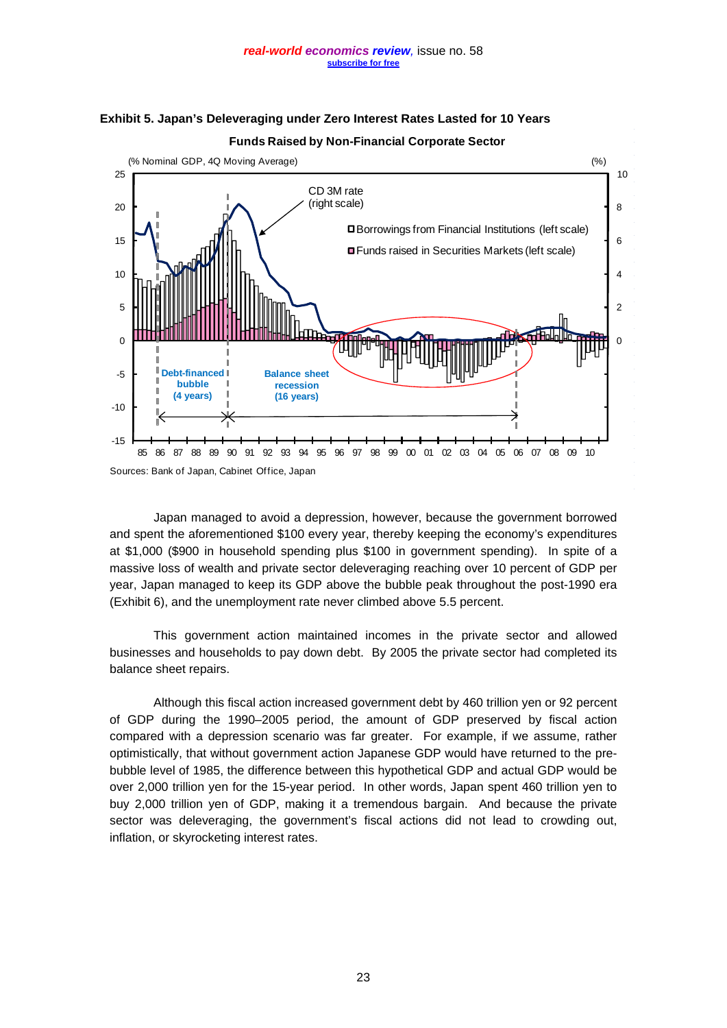**Exhibit 5. Japan's Deleveraging under Zero Interest Rates Lasted for 10 Years**

**Funds Raised by Non-Financial Corporate Sector**

Sources: Bank of Japan, Cabinet Office, Japan

Japan managed to avoid a depression, however, because the government borrowed and spent the aforementioned \$100 every year, thereby keeping the economy's expenditures at \$1,000 (\$900 in household spending plus \$100 in government spending). In spite of a massive loss of wealth and private sector deleveraging reaching over 10 percent of GDP per year, Japan managed to keep its GDP above the bubble peak throughout the post-1990 era (Exhibit 6), and the unemployment rate never climbed above 5.5 percent.

This government action maintained incomes in the private sector and allowed businesses and households to pay down debt. By 2005 the private sector had completed its balance sheet repairs.

Although this fiscal action increased government debt by 460 trillion yen or 92 percent of GDP during the 1990–2005 period, the amount of GDP preserved by fiscal action compared with a depression scenario was far greater. For example, if we assume, rather optimistically, that without government action Japanese GDP would have returned to the pre-bubble level of 1985, the difference between this hypothetical GDP and actual GDP would be over 2,000 trillion yen for the 15-year period. In other words, Japan spent 460 trillion yen to buy 2,000 trillion yen of GDP, making it a tremendous bargain. And because the private sector was deleveraging, the government's fiscal actions did not lead to crowding out, inflation, or skyrocketing interest rates.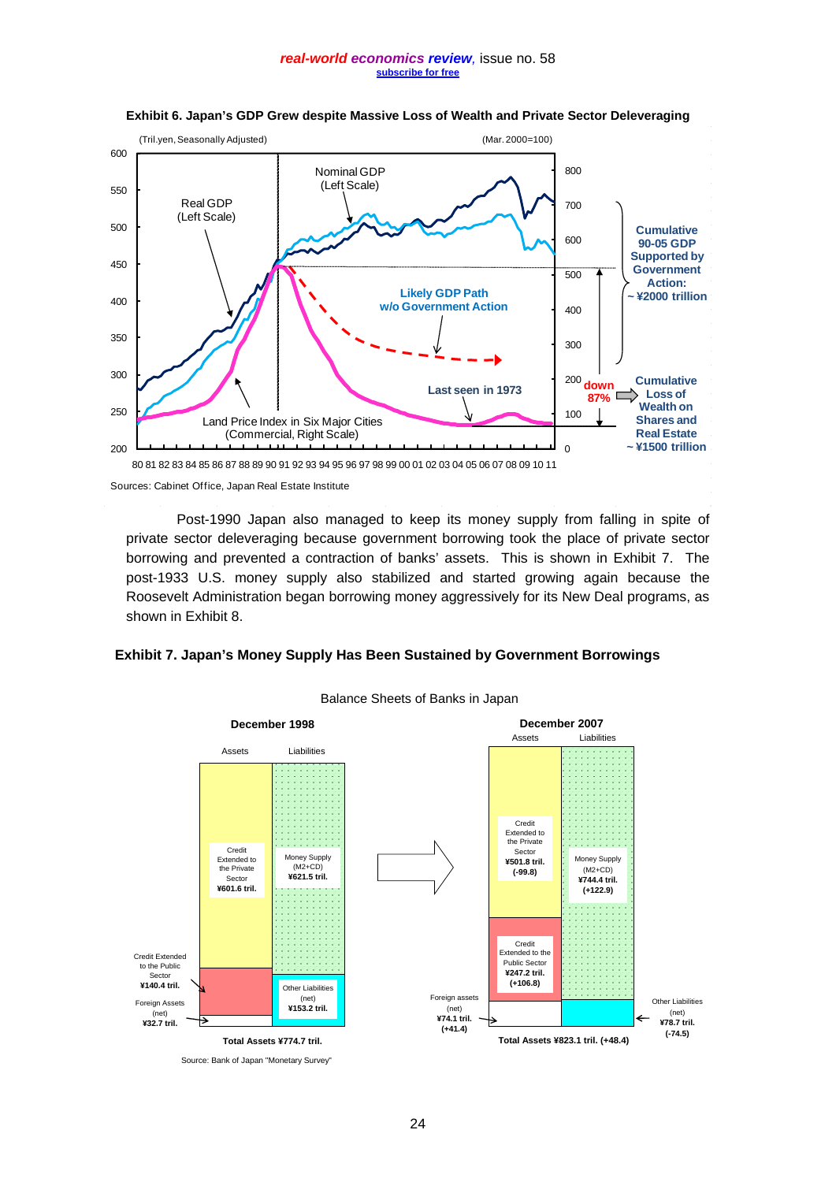**Exhibit 6. Japan's GDP Grew despite Massive Loss of Wealth and Private Sector Deleveraging**

(Tril.yen, Seasonally Adjusted) (Mar. 2000=100)

Nominal GDP (Left Scale)

Real GDP (Left Scale)

Likely GDP Path w/o Government Action

Last seen in 1973

Land Price Index in Six Major Cities (Commercial, Right Scale)

Cumulative 90-05 GDP Supported by Government Action: ~ ¥2000 trillion

down 87%

Cumulative Loss of Wealth on Shares and Real Estate ~ ¥1500 trillion

Sources: Cabinet Office, Japan Real Estate Institute

Post-1990 Japan also managed to keep its money supply from falling in spite of private sector deleveraging because government borrowing took the place of private sector borrowing and prevented a contraction of banks' assets. This is shown in Exhibit 7. The post-1933 U.S. money supply also stabilized and started growing again because the Roosevelt Administration began borrowing money aggressively for its New Deal programs, as shown in Exhibit 8.

**Exhibit 7. Japan's Money Supply Has Been Sustained by Government Borrowings**

Balance Sheets of Banks in Japan

**December 1998**

| Assets | Liabilities |
|---|---|
| Credit Extended to the Private Sector ¥601.6 tril. | Money Supply (M2+CD) ¥621.5 tril. |
| Credit Extended to the Public Sector ¥140.4 tril. | Other Liabilities (net) ¥153.2 tril. |
| Foreign Assets (net) ¥32.7 tril. | |

Total Assets ¥774.7 tril.

**December 2007**

| Assets | Liabilities |
|---|---|
| Credit Extended to the Private Sector ¥501.8 tril. (-99.8) | Money Supply (M2+CD) ¥744.4 tril. (+122.9) |
| Credit Extended to the Public Sector ¥247.2 tril. (+106.8) | Other Liabilities (net) ¥78.7 tril. (-74.5) |
| Foreign assets (net) ¥74.1 tril. (+41.4) | |

Total Assets ¥823.1 tril. (+48.4)

Source: Bank of Japan "Monetary Survey"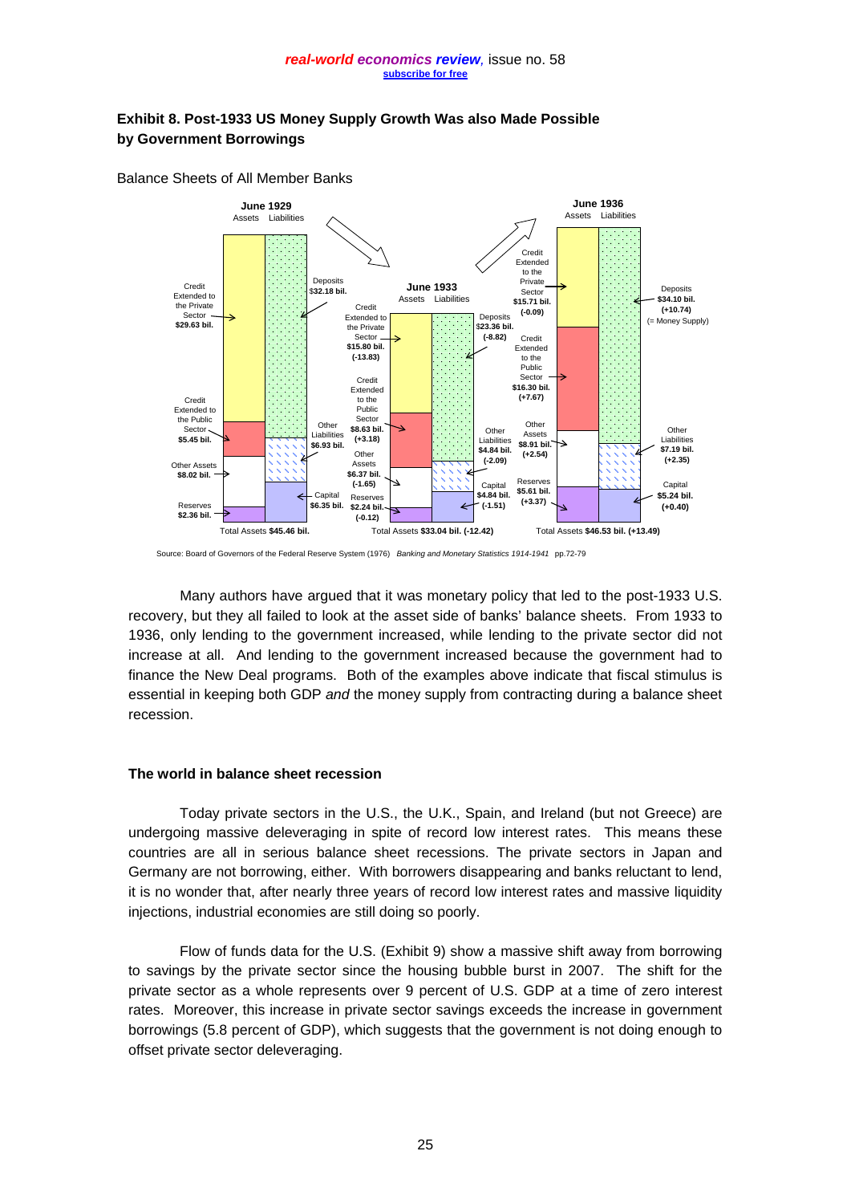**Exhibit 8. Post-1933 US Money Supply Growth Was also Made Possible by Government Borrowings**

Balance Sheets of All Member Banks

| | June 1929 | June 1933 | June 1936 |
|---|---|---|---|
| **Assets** | | | |
| Credit Extended to the Private Sector | $29.63 bil. | $15.80 bil. (-13.83) | $15.71 bil. (-0.09) |
| Credit Extended to the Public Sector | $5.45 bil. | $8.63 bil. (+3.18) | $16.30 bil. (+7.67) |
| Other Assets | $8.02 bil. | $6.37 bil. (-1.65) | $8.91 bil. (+2.54) |
| Reserves | $2.36 bil. | $2.24 bil. (-0.12) | $5.61 bil. (+3.37) |
| **Liabilities** | | | |
| Deposits | $32.18 bil. | $23.36 bil. (-8.82) | $34.10 bil. (+10.74) (= Money Supply) |
| Other Liabilities | $6.93 bil. | $4.84 bil. (-2.09) | $7.19 bil. (+2.35) |
| Capital | $6.35 bil. | $4.84 bil. (-1.51) | $5.24 bil. (+0.40) |
| Total Assets | $45.46 bil. | $33.04 bil. (-12.42) | $46.53 bil. (+13.49) |

Source: Board of Governors of the Federal Reserve System (1976) *Banking and Monetary Statistics 1914-1941* pp.72-79

Many authors have argued that it was monetary policy that led to the post-1933 U.S. recovery, but they all failed to look at the asset side of banks' balance sheets. From 1933 to 1936, only lending to the government increased, while lending to the private sector did not increase at all. And lending to the government increased because the government had to finance the New Deal programs. Both of the examples above indicate that fiscal stimulus is essential in keeping both GDP *and* the money supply from contracting during a balance sheet recession.

### The world in balance sheet recession

Today private sectors in the U.S., the U.K., Spain, and Ireland (but not Greece) are undergoing massive deleveraging in spite of record low interest rates. This means these countries are all in serious balance sheet recessions. The private sectors in Japan and Germany are not borrowing, either. With borrowers disappearing and banks reluctant to lend, it is no wonder that, after nearly three years of record low interest rates and massive liquidity injections, industrial economies are still doing so poorly.

Flow of funds data for the U.S. (Exhibit 9) show a massive shift away from borrowing to savings by the private sector since the housing bubble burst in 2007. The shift for the private sector as a whole represents over 9 percent of U.S. GDP at a time of zero interest rates. Moreover, this increase in private sector savings exceeds the increase in government borrowings (5.8 percent of GDP), which suggests that the government is not doing enough to offset private sector deleveraging.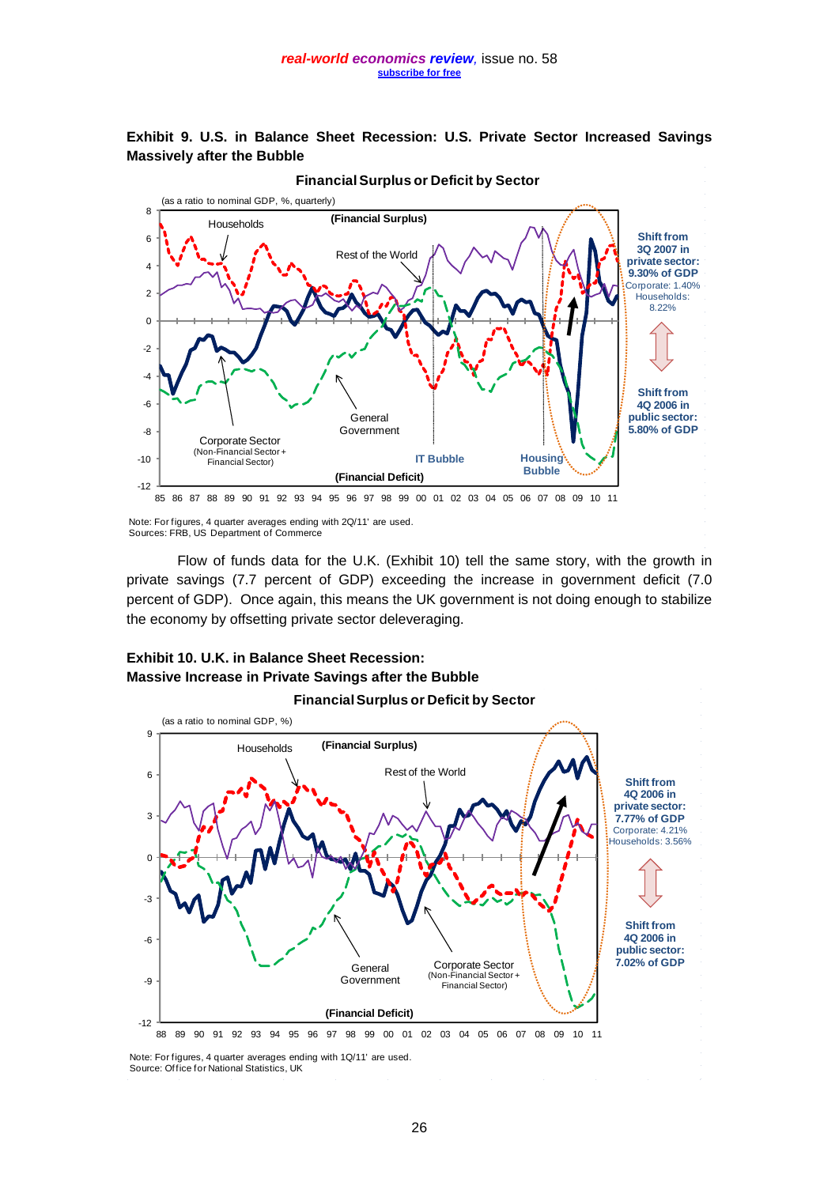**Exhibit 9. U.S. in Balance Sheet Recession: U.S. Private Sector Increased Savings Massively after the Bubble**

Financial Surplus or Deficit by Sector

(as a ratio to nominal GDP, %, quarterly)

Shift from 3Q 2007 in private sector: 9.30% of GDP
Corporate: 1.40%
Households: 8.22%

Shift from 4Q 2006 in public sector: 5.80% of GDP

Note: For figures, 4 quarter averages ending with 2Q/11' are used.
Sources: FRB, US Department of Commerce

Flow of funds data for the U.K. (Exhibit 10) tell the same story, with the growth in private savings (7.7 percent of GDP) exceeding the increase in government deficit (7.0 percent of GDP). Once again, this means the UK government is not doing enough to stabilize the economy by offsetting private sector deleveraging.

**Exhibit 10. U.K. in Balance Sheet Recession: Massive Increase in Private Savings after the Bubble**

Financial Surplus or Deficit by Sector

(as a ratio to nominal GDP, %)

Shift from 4Q 2006 in private sector: 7.77% of GDP
Corporate: 4.21%
Households: 3.56%

Shift from 4Q 2006 in public sector: 7.02% of GDP

Note: For figures, 4 quarter averages ending with 1Q/11' are used.
Source: Office for National Statistics, UK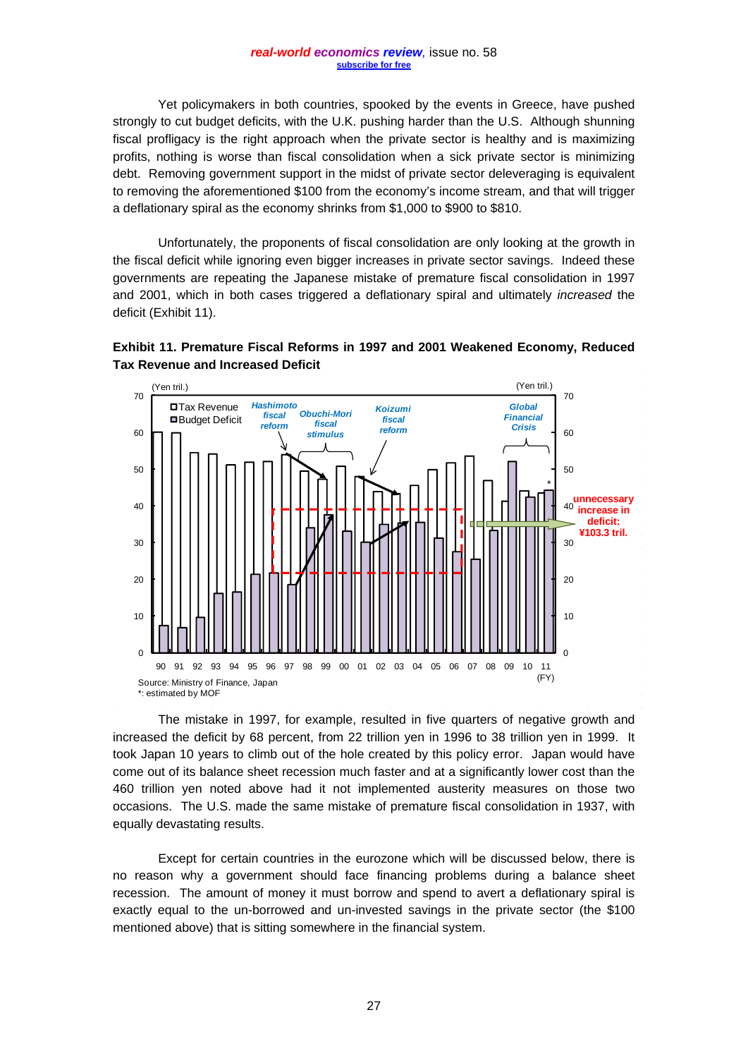Yet policymakers in both countries, spooked by the events in Greece, have pushed strongly to cut budget deficits, with the U.K. pushing harder than the U.S. Although shunning fiscal profligacy is the right approach when the private sector is healthy and is maximizing profits, nothing is worse than fiscal consolidation when a sick private sector is minimizing debt. Removing government support in the midst of private sector deleveraging is equivalent to removing the aforementioned $100 from the economy's income stream, and that will trigger a deflationary spiral as the economy shrinks from $1,000 to $900 to $810.

Unfortunately, the proponents of fiscal consolidation are only looking at the growth in the fiscal deficit while ignoring even bigger increases in private sector savings. Indeed these governments are repeating the Japanese mistake of premature fiscal consolidation in 1997 and 2001, which in both cases triggered a deflationary spiral and ultimately *increased* the deficit (Exhibit 11).

**Exhibit 11. Premature Fiscal Reforms in 1997 and 2001 Weakened Economy, Reduced Tax Revenue and Increased Deficit**

Source: Ministry of Finance, Japan
*: estimated by MOF

The mistake in 1997, for example, resulted in five quarters of negative growth and increased the deficit by 68 percent, from 22 trillion yen in 1996 to 38 trillion yen in 1999. It took Japan 10 years to climb out of the hole created by this policy error. Japan would have come out of its balance sheet recession much faster and at a significantly lower cost than the 460 trillion yen noted above had it not implemented austerity measures on those two occasions. The U.S. made the same mistake of premature fiscal consolidation in 1937, with equally devastating results.

Except for certain countries in the eurozone which will be discussed below, there is no reason why a government should face financing problems during a balance sheet recession. The amount of money it must borrow and spend to avert a deflationary spiral is exactly equal to the un-borrowed and un-invested savings in the private sector (the $100 mentioned above) that is sitting somewhere in the financial system.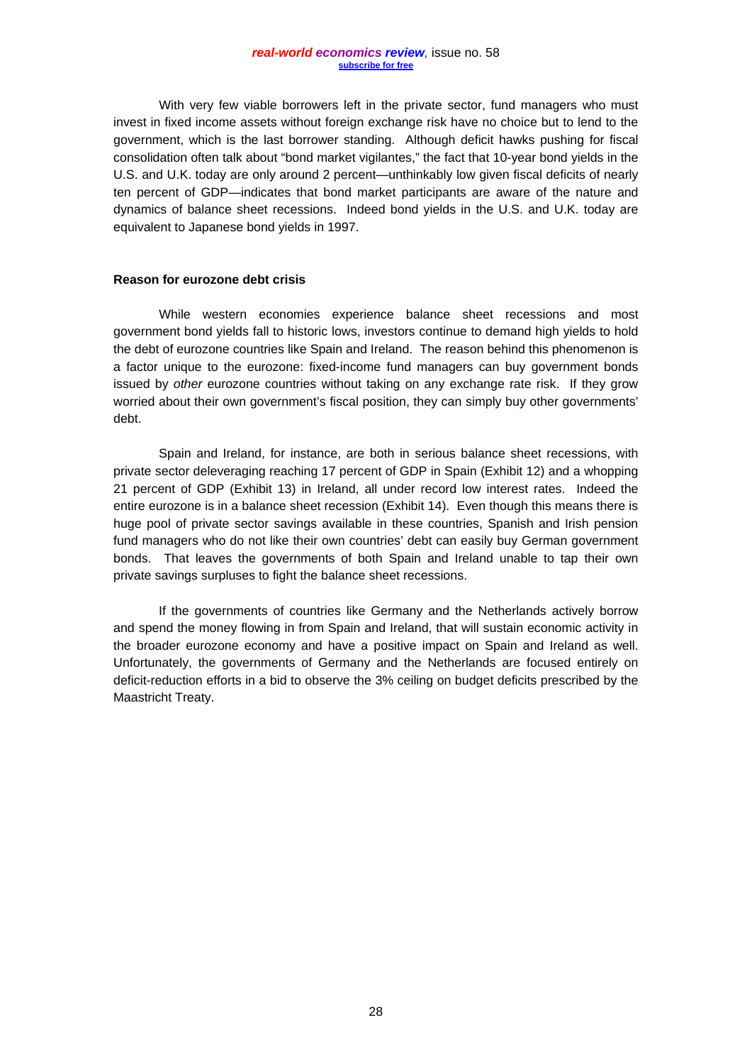With very few viable borrowers left in the private sector, fund managers who must invest in fixed income assets without foreign exchange risk have no choice but to lend to the government, which is the last borrower standing. Although deficit hawks pushing for fiscal consolidation often talk about "bond market vigilantes," the fact that 10-year bond yields in the U.S. and U.K. today are only around 2 percent—unthinkably low given fiscal deficits of nearly ten percent of GDP—indicates that bond market participants are aware of the nature and dynamics of balance sheet recessions. Indeed bond yields in the U.S. and U.K. today are equivalent to Japanese bond yields in 1997.

**Reason for eurozone debt crisis**

While western economies experience balance sheet recessions and most government bond yields fall to historic lows, investors continue to demand high yields to hold the debt of eurozone countries like Spain and Ireland. The reason behind this phenomenon is a factor unique to the eurozone: fixed-income fund managers can buy government bonds issued by *other* eurozone countries without taking on any exchange rate risk. If they grow worried about their own government's fiscal position, they can simply buy other governments' debt.

Spain and Ireland, for instance, are both in serious balance sheet recessions, with private sector deleveraging reaching 17 percent of GDP in Spain (Exhibit 12) and a whopping 21 percent of GDP (Exhibit 13) in Ireland, all under record low interest rates. Indeed the entire eurozone is in a balance sheet recession (Exhibit 14). Even though this means there is huge pool of private sector savings available in these countries, Spanish and Irish pension fund managers who do not like their own countries' debt can easily buy German government bonds. That leaves the governments of both Spain and Ireland unable to tap their own private savings surpluses to fight the balance sheet recessions.

If the governments of countries like Germany and the Netherlands actively borrow and spend the money flowing in from Spain and Ireland, that will sustain economic activity in the broader eurozone economy and have a positive impact on Spain and Ireland as well. Unfortunately, the governments of Germany and the Netherlands are focused entirely on deficit-reduction efforts in a bid to observe the 3% ceiling on budget deficits prescribed by the Maastricht Treaty.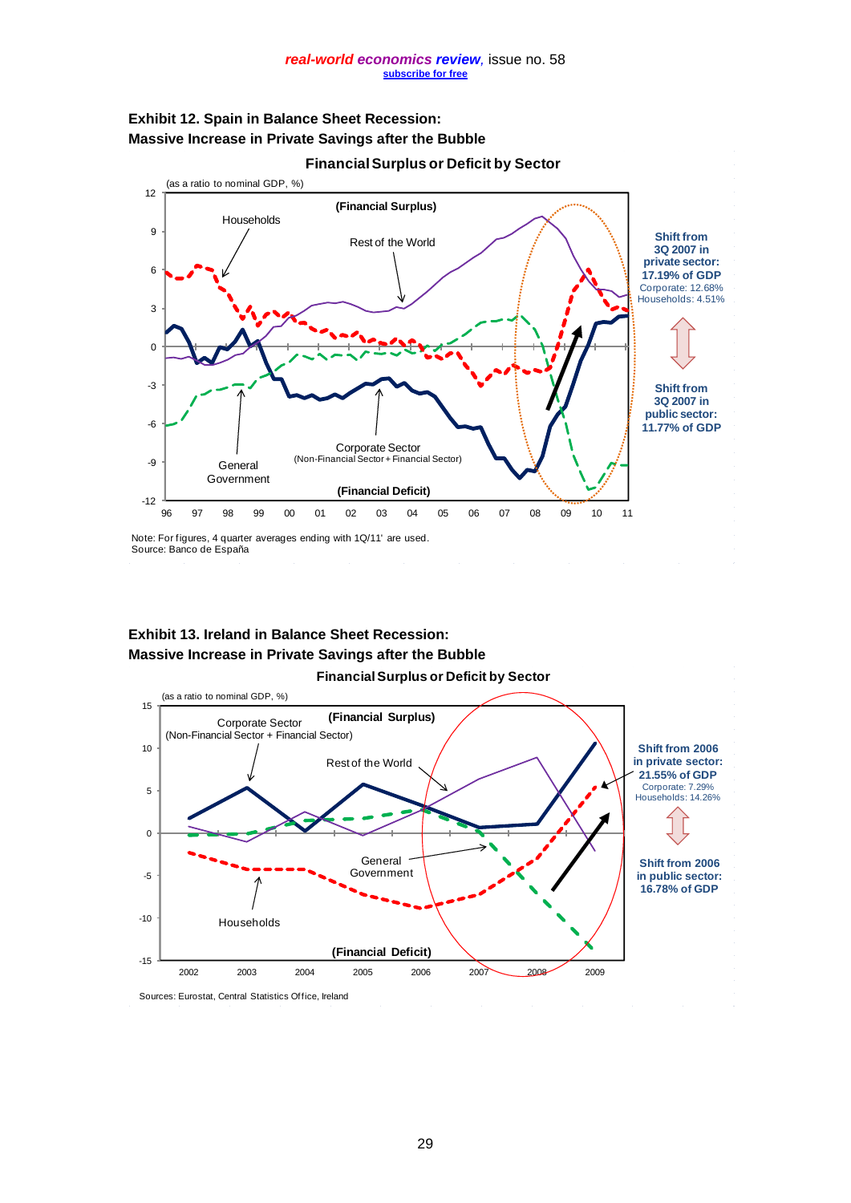**Exhibit 12. Spain in Balance Sheet Recession:**
**Massive Increase in Private Savings after the Bubble**

**Financial Surplus or Deficit by Sector**

(as a ratio to nominal GDP, %)

(Financial Surplus)

Households

Rest of the World

General Government

Corporate Sector (Non-Financial Sector + Financial Sector)

(Financial Deficit)

**Shift from 3Q 2007 in private sector: 17.19% of GDP**
Corporate: 12.68%
Households: 4.51%

**Shift from 3Q 2007 in public sector: 11.77% of GDP**

Note: For figures, 4 quarter averages ending with 1Q/11' are used.
Source: Banco de España

**Exhibit 13. Ireland in Balance Sheet Recession:**
**Massive Increase in Private Savings after the Bubble**

**Financial Surplus or Deficit by Sector**

(as a ratio to nominal GDP, %)

(Financial Surplus)

Corporate Sector (Non-Financial Sector + Financial Sector)

Rest of the World

General Government

Households

(Financial Deficit)

**Shift from 2006 in private sector: 21.55% of GDP**
Corporate: 7.29%
Households: 14.26%

**Shift from 2006 in public sector: 16.78% of GDP**

Sources: Eurostat, Central Statistics Office, Ireland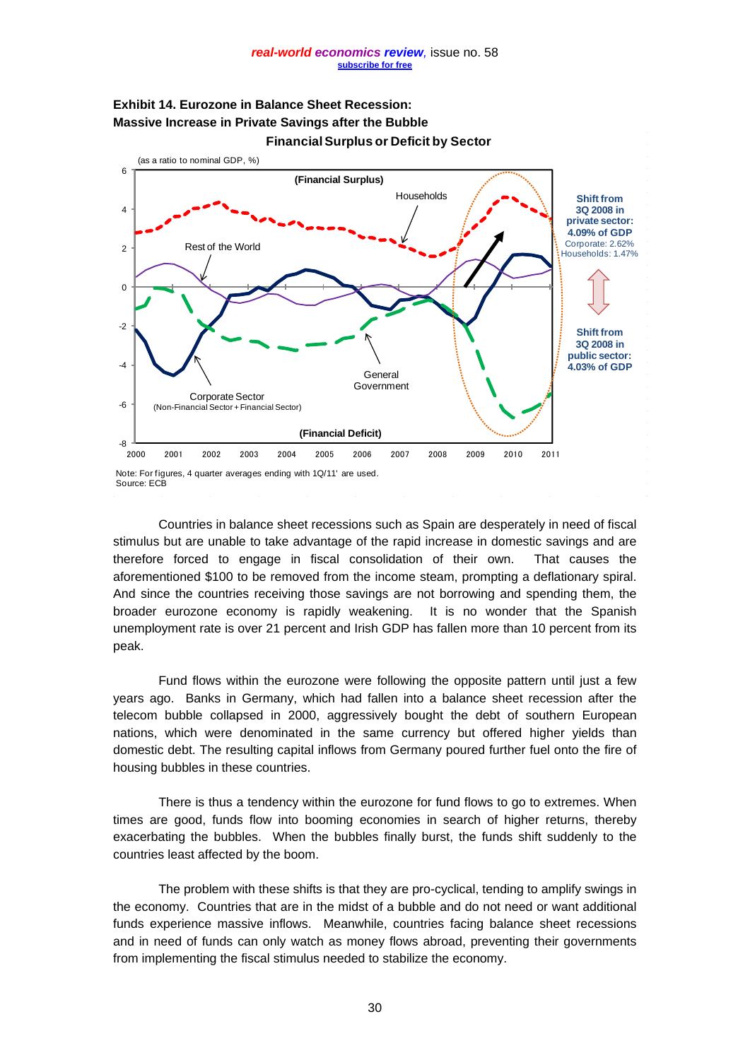**Exhibit 14. Eurozone in Balance Sheet Recession: Massive Increase in Private Savings after the Bubble**

**Financial Surplus or Deficit by Sector**

(as a ratio to nominal GDP, %)

(Financial Surplus)

Households

Rest of the World

Corporate Sector (Non-Financial Sector + Financial Sector)

General Government

(Financial Deficit)

**Shift from 3Q 2008 in private sector: 4.09% of GDP**
Corporate: 2.62%
Households: 1.47%

**Shift from 3Q 2008 in public sector: 4.03% of GDP**

Note: For figures, 4 quarter averages ending with 1Q/11' are used.
Source: ECB

Countries in balance sheet recessions such as Spain are desperately in need of fiscal stimulus but are unable to take advantage of the rapid increase in domestic savings and are therefore forced to engage in fiscal consolidation of their own. That causes the aforementioned $100 to be removed from the income steam, prompting a deflationary spiral. And since the countries receiving those savings are not borrowing and spending them, the broader eurozone economy is rapidly weakening. It is no wonder that the Spanish unemployment rate is over 21 percent and Irish GDP has fallen more than 10 percent from its peak.

Fund flows within the eurozone were following the opposite pattern until just a few years ago. Banks in Germany, which had fallen into a balance sheet recession after the telecom bubble collapsed in 2000, aggressively bought the debt of southern European nations, which were denominated in the same currency but offered higher yields than domestic debt. The resulting capital inflows from Germany poured further fuel onto the fire of housing bubbles in these countries.

There is thus a tendency within the eurozone for fund flows to go to extremes. When times are good, funds flow into booming economies in search of higher returns, thereby exacerbating the bubbles. When the bubbles finally burst, the funds shift suddenly to the countries least affected by the boom.

The problem with these shifts is that they are pro-cyclical, tending to amplify swings in the economy. Countries that are in the midst of a bubble and do not need or want additional funds experience massive inflows. Meanwhile, countries facing balance sheet recessions and in need of funds can only watch as money flows abroad, preventing their governments from implementing the fiscal stimulus needed to stabilize the economy.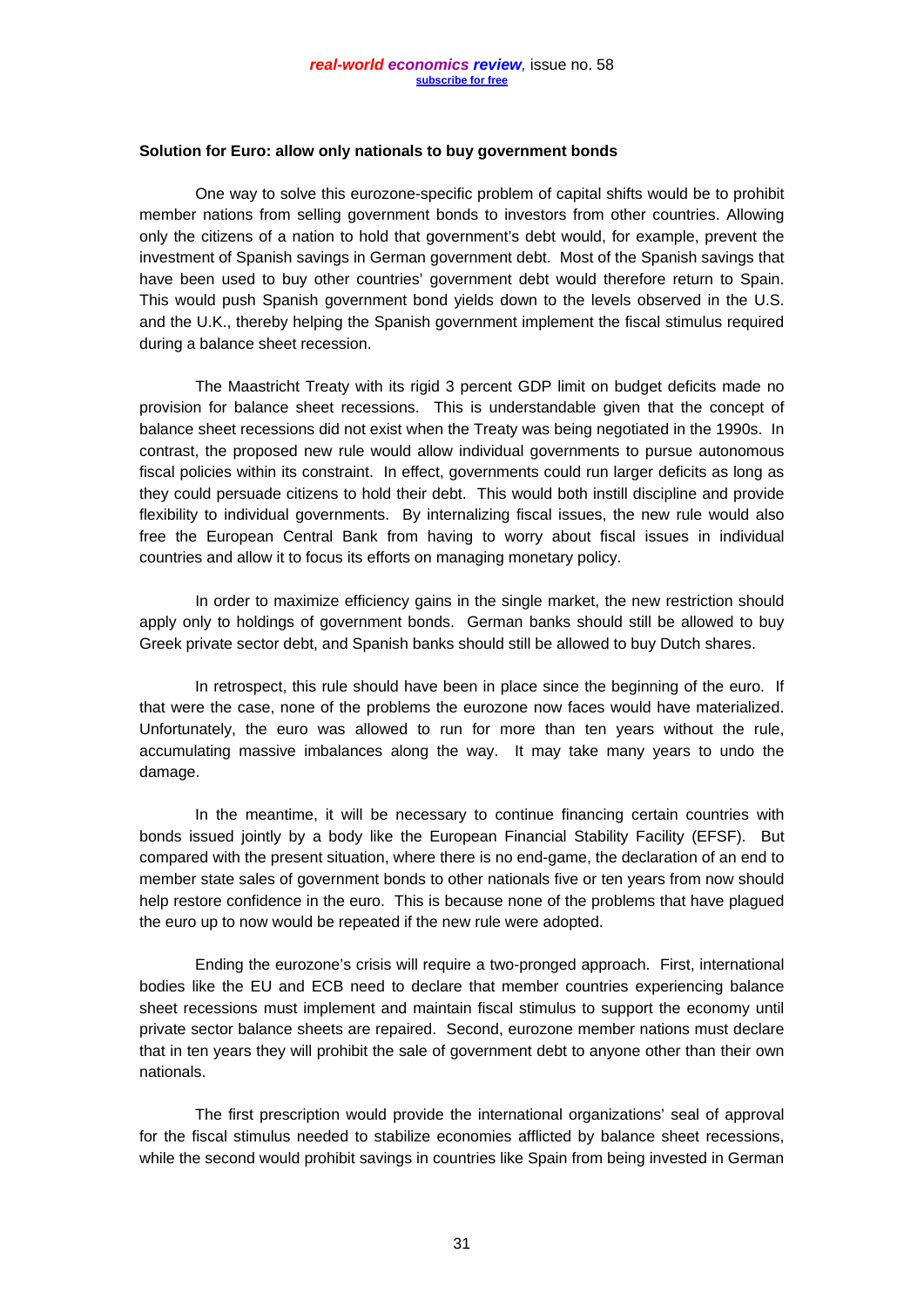**Solution for Euro: allow only nationals to buy government bonds**

One way to solve this eurozone-specific problem of capital shifts would be to prohibit member nations from selling government bonds to investors from other countries. Allowing only the citizens of a nation to hold that government's debt would, for example, prevent the investment of Spanish savings in German government debt. Most of the Spanish savings that have been used to buy other countries' government debt would therefore return to Spain. This would push Spanish government bond yields down to the levels observed in the U.S. and the U.K., thereby helping the Spanish government implement the fiscal stimulus required during a balance sheet recession.

The Maastricht Treaty with its rigid 3 percent GDP limit on budget deficits made no provision for balance sheet recessions. This is understandable given that the concept of balance sheet recessions did not exist when the Treaty was being negotiated in the 1990s. In contrast, the proposed new rule would allow individual governments to pursue autonomous fiscal policies within its constraint. In effect, governments could run larger deficits as long as they could persuade citizens to hold their debt. This would both instill discipline and provide flexibility to individual governments. By internalizing fiscal issues, the new rule would also free the European Central Bank from having to worry about fiscal issues in individual countries and allow it to focus its efforts on managing monetary policy.

In order to maximize efficiency gains in the single market, the new restriction should apply only to holdings of government bonds. German banks should still be allowed to buy Greek private sector debt, and Spanish banks should still be allowed to buy Dutch shares.

In retrospect, this rule should have been in place since the beginning of the euro. If that were the case, none of the problems the eurozone now faces would have materialized. Unfortunately, the euro was allowed to run for more than ten years without the rule, accumulating massive imbalances along the way. It may take many years to undo the damage.

In the meantime, it will be necessary to continue financing certain countries with bonds issued jointly by a body like the European Financial Stability Facility (EFSF). But compared with the present situation, where there is no end-game, the declaration of an end to member state sales of government bonds to other nationals five or ten years from now should help restore confidence in the euro. This is because none of the problems that have plagued the euro up to now would be repeated if the new rule were adopted.

Ending the eurozone's crisis will require a two-pronged approach. First, international bodies like the EU and ECB need to declare that member countries experiencing balance sheet recessions must implement and maintain fiscal stimulus to support the economy until private sector balance sheets are repaired. Second, eurozone member nations must declare that in ten years they will prohibit the sale of government debt to anyone other than their own nationals.

The first prescription would provide the international organizations' seal of approval for the fiscal stimulus needed to stabilize economies afflicted by balance sheet recessions, while the second would prohibit savings in countries like Spain from being invested in German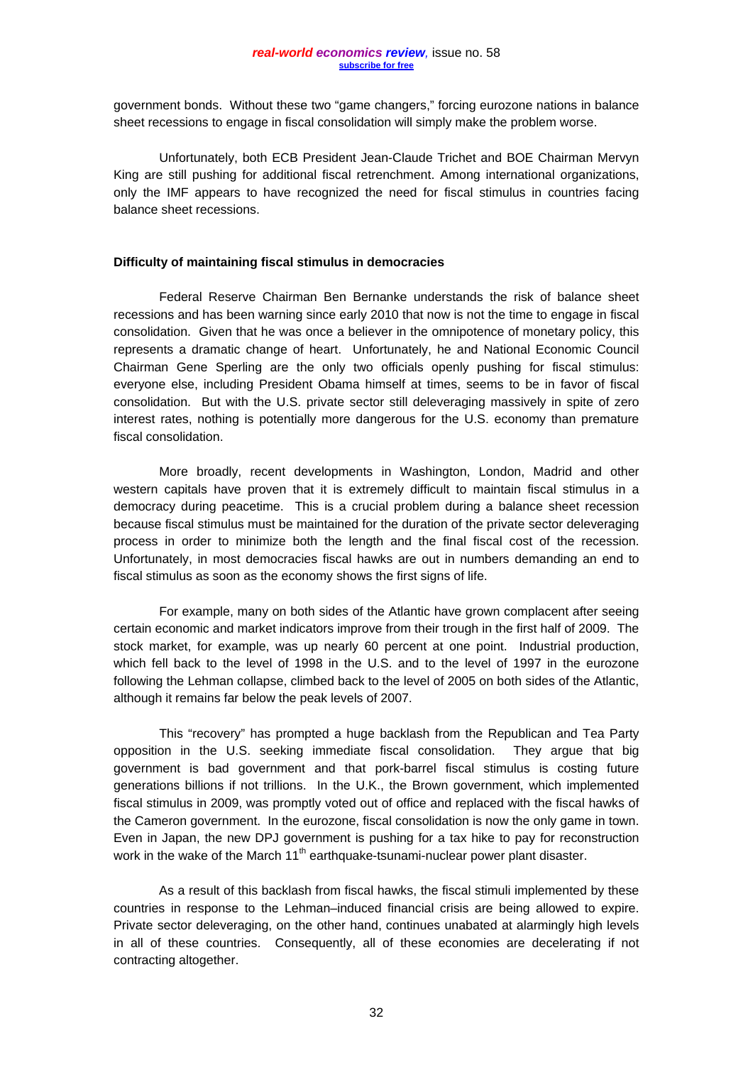government bonds. Without these two "game changers," forcing eurozone nations in balance sheet recessions to engage in fiscal consolidation will simply make the problem worse.

Unfortunately, both ECB President Jean-Claude Trichet and BOE Chairman Mervyn King are still pushing for additional fiscal retrenchment. Among international organizations, only the IMF appears to have recognized the need for fiscal stimulus in countries facing balance sheet recessions.

**Difficulty of maintaining fiscal stimulus in democracies**

Federal Reserve Chairman Ben Bernanke understands the risk of balance sheet recessions and has been warning since early 2010 that now is not the time to engage in fiscal consolidation. Given that he was once a believer in the omnipotence of monetary policy, this represents a dramatic change of heart. Unfortunately, he and National Economic Council Chairman Gene Sperling are the only two officials openly pushing for fiscal stimulus: everyone else, including President Obama himself at times, seems to be in favor of fiscal consolidation. But with the U.S. private sector still deleveraging massively in spite of zero interest rates, nothing is potentially more dangerous for the U.S. economy than premature fiscal consolidation.

More broadly, recent developments in Washington, London, Madrid and other western capitals have proven that it is extremely difficult to maintain fiscal stimulus in a democracy during peacetime. This is a crucial problem during a balance sheet recession because fiscal stimulus must be maintained for the duration of the private sector deleveraging process in order to minimize both the length and the final fiscal cost of the recession. Unfortunately, in most democracies fiscal hawks are out in numbers demanding an end to fiscal stimulus as soon as the economy shows the first signs of life.

For example, many on both sides of the Atlantic have grown complacent after seeing certain economic and market indicators improve from their trough in the first half of 2009. The stock market, for example, was up nearly 60 percent at one point. Industrial production, which fell back to the level of 1998 in the U.S. and to the level of 1997 in the eurozone following the Lehman collapse, climbed back to the level of 2005 on both sides of the Atlantic, although it remains far below the peak levels of 2007.

This "recovery" has prompted a huge backlash from the Republican and Tea Party opposition in the U.S. seeking immediate fiscal consolidation. They argue that big government is bad government and that pork-barrel fiscal stimulus is costing future generations billions if not trillions. In the U.K., the Brown government, which implemented fiscal stimulus in 2009, was promptly voted out of office and replaced with the fiscal hawks of the Cameron government. In the eurozone, fiscal consolidation is now the only game in town. Even in Japan, the new DPJ government is pushing for a tax hike to pay for reconstruction work in the wake of the March 11th earthquake-tsunami-nuclear power plant disaster.

As a result of this backlash from fiscal hawks, the fiscal stimuli implemented by these countries in response to the Lehman–induced financial crisis are being allowed to expire. Private sector deleveraging, on the other hand, continues unabated at alarmingly high levels in all of these countries. Consequently, all of these economies are decelerating if not contracting altogether.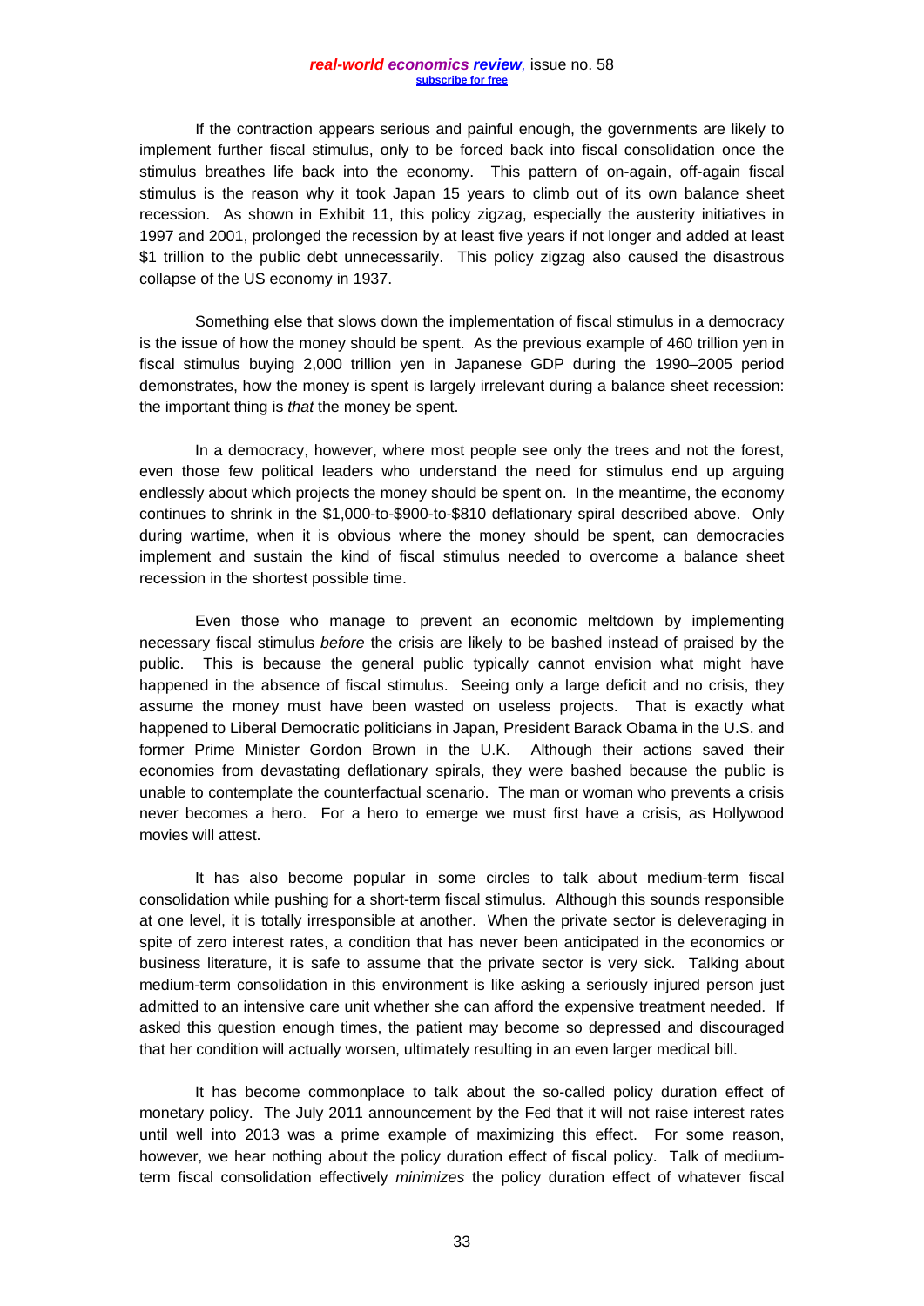If the contraction appears serious and painful enough, the governments are likely to implement further fiscal stimulus, only to be forced back into fiscal consolidation once the stimulus breathes life back into the economy. This pattern of on-again, off-again fiscal stimulus is the reason why it took Japan 15 years to climb out of its own balance sheet recession. As shown in Exhibit 11, this policy zigzag, especially the austerity initiatives in 1997 and 2001, prolonged the recession by at least five years if not longer and added at least $1 trillion to the public debt unnecessarily. This policy zigzag also caused the disastrous collapse of the US economy in 1937.

Something else that slows down the implementation of fiscal stimulus in a democracy is the issue of how the money should be spent. As the previous example of 460 trillion yen in fiscal stimulus buying 2,000 trillion yen in Japanese GDP during the 1990–2005 period demonstrates, how the money is spent is largely irrelevant during a balance sheet recession: the important thing is *that* the money be spent.

In a democracy, however, where most people see only the trees and not the forest, even those few political leaders who understand the need for stimulus end up arguing endlessly about which projects the money should be spent on. In the meantime, the economy continues to shrink in the $1,000-to-$900-to-$810 deflationary spiral described above. Only during wartime, when it is obvious where the money should be spent, can democracies implement and sustain the kind of fiscal stimulus needed to overcome a balance sheet recession in the shortest possible time.

Even those who manage to prevent an economic meltdown by implementing necessary fiscal stimulus *before* the crisis are likely to be bashed instead of praised by the public. This is because the general public typically cannot envision what might have happened in the absence of fiscal stimulus. Seeing only a large deficit and no crisis, they assume the money must have been wasted on useless projects. That is exactly what happened to Liberal Democratic politicians in Japan, President Barack Obama in the U.S. and former Prime Minister Gordon Brown in the U.K. Although their actions saved their economies from devastating deflationary spirals, they were bashed because the public is unable to contemplate the counterfactual scenario. The man or woman who prevents a crisis never becomes a hero. For a hero to emerge we must first have a crisis, as Hollywood movies will attest.

It has also become popular in some circles to talk about medium-term fiscal consolidation while pushing for a short-term fiscal stimulus. Although this sounds responsible at one level, it is totally irresponsible at another. When the private sector is deleveraging in spite of zero interest rates, a condition that has never been anticipated in the economics or business literature, it is safe to assume that the private sector is very sick. Talking about medium-term consolidation in this environment is like asking a seriously injured person just admitted to an intensive care unit whether she can afford the expensive treatment needed. If asked this question enough times, the patient may become so depressed and discouraged that her condition will actually worsen, ultimately resulting in an even larger medical bill.

It has become commonplace to talk about the so-called policy duration effect of monetary policy. The July 2011 announcement by the Fed that it will not raise interest rates until well into 2013 was a prime example of maximizing this effect. For some reason, however, we hear nothing about the policy duration effect of fiscal policy. Talk of medium-term fiscal consolidation effectively *minimizes* the policy duration effect of whatever fiscal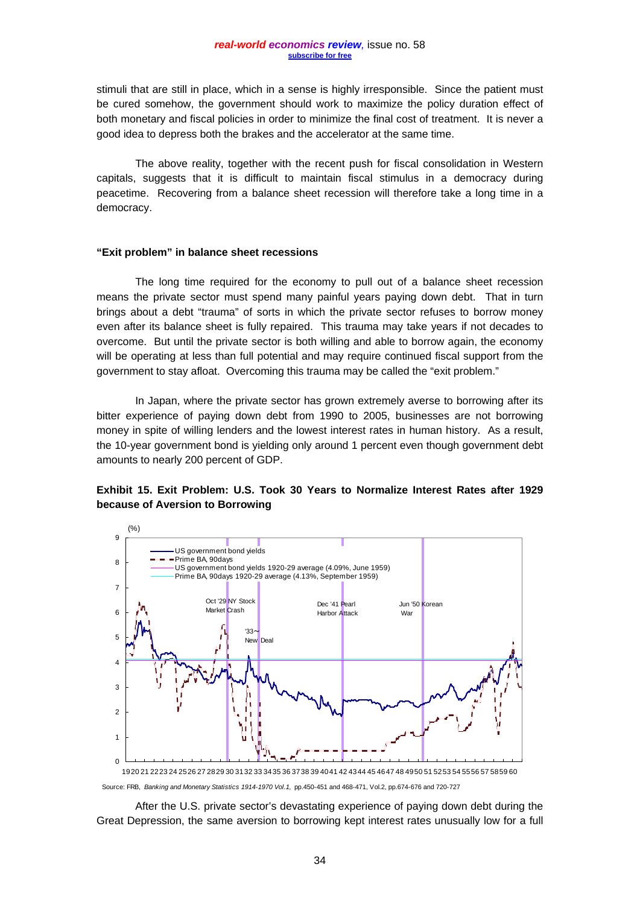stimuli that are still in place, which in a sense is highly irresponsible. Since the patient must be cured somehow, the government should work to maximize the policy duration effect of both monetary and fiscal policies in order to minimize the final cost of treatment. It is never a good idea to depress both the brakes and the accelerator at the same time.

The above reality, together with the recent push for fiscal consolidation in Western capitals, suggests that it is difficult to maintain fiscal stimulus in a democracy during peacetime. Recovering from a balance sheet recession will therefore take a long time in a democracy.

### "Exit problem" in balance sheet recessions

The long time required for the economy to pull out of a balance sheet recession means the private sector must spend many painful years paying down debt. That in turn brings about a debt "trauma" of sorts in which the private sector refuses to borrow money even after its balance sheet is fully repaired. This trauma may take years if not decades to overcome. But until the private sector is both willing and able to borrow again, the economy will be operating at less than full potential and may require continued fiscal support from the government to stay afloat. Overcoming this trauma may be called the "exit problem."

In Japan, where the private sector has grown extremely averse to borrowing after its bitter experience of paying down debt from 1990 to 2005, businesses are not borrowing money in spite of willing lenders and the lowest interest rates in human history. As a result, the 10-year government bond is yielding only around 1 percent even though government debt amounts to nearly 200 percent of GDP.

**Exhibit 15. Exit Problem: U.S. Took 30 Years to Normalize Interest Rates after 1929 because of Aversion to Borrowing**

Source: FRB, *Banking and Monetary Statistics 1914-1970 Vol.1,* pp.450-451 and 468-471, Vol.2, pp.674-676 and 720-727

After the U.S. private sector's devastating experience of paying down debt during the Great Depression, the same aversion to borrowing kept interest rates unusually low for a full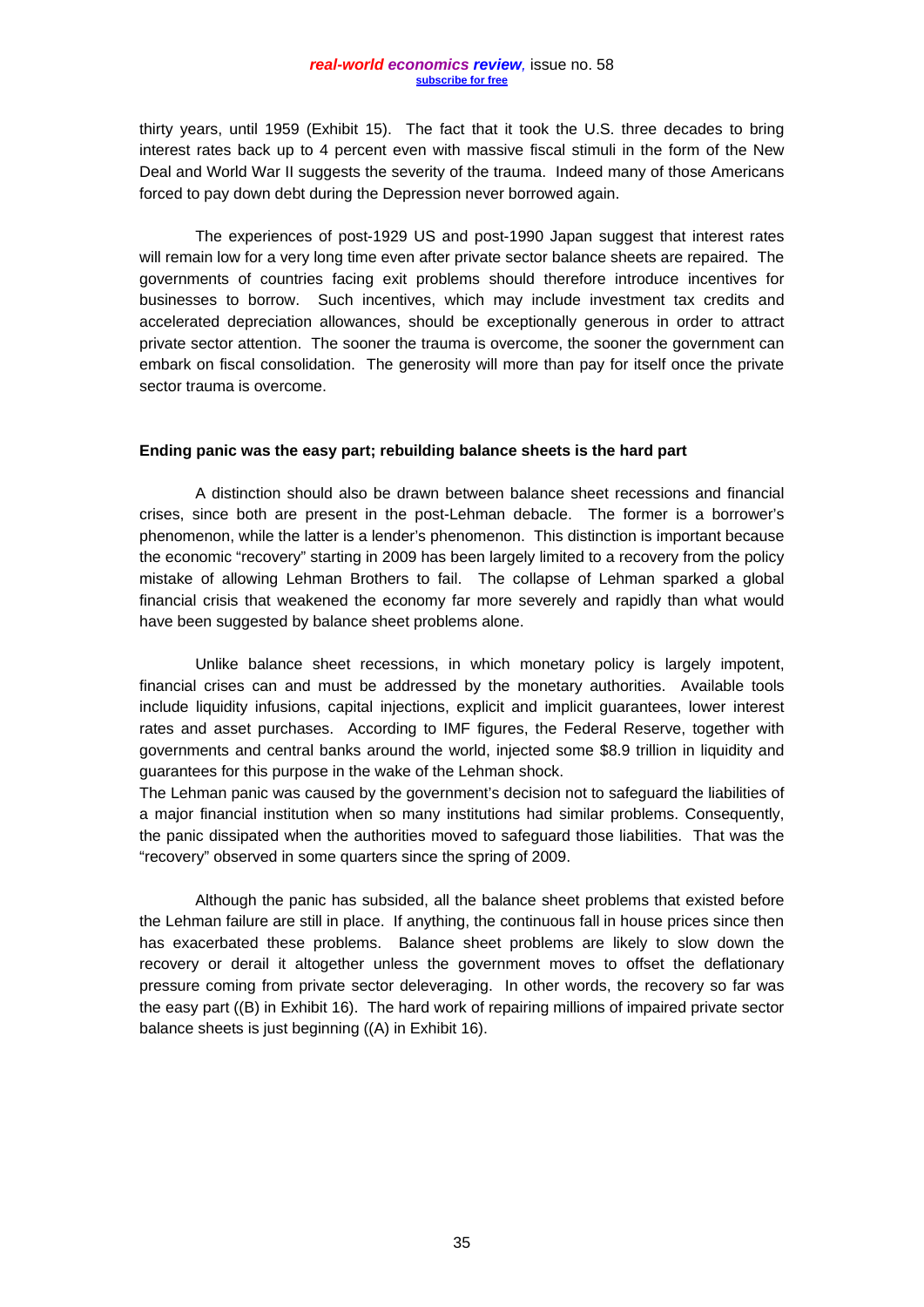thirty years, until 1959 (Exhibit 15). The fact that it took the U.S. three decades to bring interest rates back up to 4 percent even with massive fiscal stimuli in the form of the New Deal and World War II suggests the severity of the trauma. Indeed many of those Americans forced to pay down debt during the Depression never borrowed again.

The experiences of post-1929 US and post-1990 Japan suggest that interest rates will remain low for a very long time even after private sector balance sheets are repaired. The governments of countries facing exit problems should therefore introduce incentives for businesses to borrow. Such incentives, which may include investment tax credits and accelerated depreciation allowances, should be exceptionally generous in order to attract private sector attention. The sooner the trauma is overcome, the sooner the government can embark on fiscal consolidation. The generosity will more than pay for itself once the private sector trauma is overcome.

### Ending panic was the easy part; rebuilding balance sheets is the hard part

A distinction should also be drawn between balance sheet recessions and financial crises, since both are present in the post-Lehman debacle. The former is a borrower's phenomenon, while the latter is a lender's phenomenon. This distinction is important because the economic "recovery" starting in 2009 has been largely limited to a recovery from the policy mistake of allowing Lehman Brothers to fail. The collapse of Lehman sparked a global financial crisis that weakened the economy far more severely and rapidly than what would have been suggested by balance sheet problems alone.

Unlike balance sheet recessions, in which monetary policy is largely impotent, financial crises can and must be addressed by the monetary authorities. Available tools include liquidity infusions, capital injections, explicit and implicit guarantees, lower interest rates and asset purchases. According to IMF figures, the Federal Reserve, together with governments and central banks around the world, injected some $8.9 trillion in liquidity and guarantees for this purpose in the wake of the Lehman shock.

The Lehman panic was caused by the government's decision not to safeguard the liabilities of a major financial institution when so many institutions had similar problems. Consequently, the panic dissipated when the authorities moved to safeguard those liabilities. That was the "recovery" observed in some quarters since the spring of 2009.

Although the panic has subsided, all the balance sheet problems that existed before the Lehman failure are still in place. If anything, the continuous fall in house prices since then has exacerbated these problems. Balance sheet problems are likely to slow down the recovery or derail it altogether unless the government moves to offset the deflationary pressure coming from private sector deleveraging. In other words, the recovery so far was the easy part ((B) in Exhibit 16). The hard work of repairing millions of impaired private sector balance sheets is just beginning ((A) in Exhibit 16).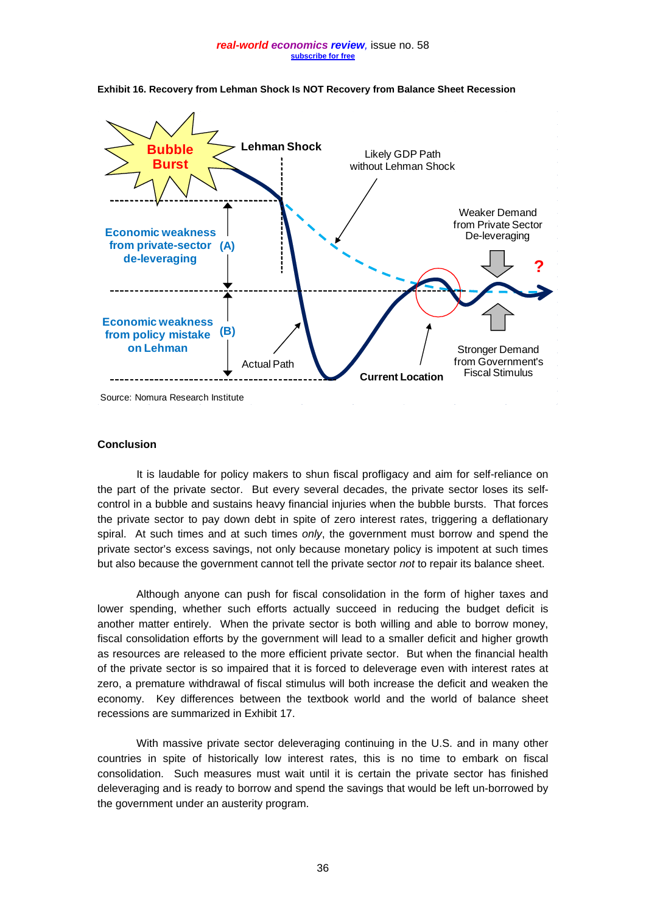**Exhibit 16. Recovery from Lehman Shock Is NOT Recovery from Balance Sheet Recession**

Source: Nomura Research Institute

## Conclusion

It is laudable for policy makers to shun fiscal profligacy and aim for self-reliance on the part of the private sector. But every several decades, the private sector loses its self-control in a bubble and sustains heavy financial injuries when the bubble bursts. That forces the private sector to pay down debt in spite of zero interest rates, triggering a deflationary spiral. At such times and at such times *only*, the government must borrow and spend the private sector's excess savings, not only because monetary policy is impotent at such times but also because the government cannot tell the private sector *not* to repair its balance sheet.

Although anyone can push for fiscal consolidation in the form of higher taxes and lower spending, whether such efforts actually succeed in reducing the budget deficit is another matter entirely. When the private sector is both willing and able to borrow money, fiscal consolidation efforts by the government will lead to a smaller deficit and higher growth as resources are released to the more efficient private sector. But when the financial health of the private sector is so impaired that it is forced to deleverage even with interest rates at zero, a premature withdrawal of fiscal stimulus will both increase the deficit and weaken the economy. Key differences between the textbook world and the world of balance sheet recessions are summarized in Exhibit 17.

With massive private sector deleveraging continuing in the U.S. and in many other countries in spite of historically low interest rates, this is no time to embark on fiscal consolidation. Such measures must wait until it is certain the private sector has finished deleveraging and is ready to borrow and spend the savings that would be left un-borrowed by the government under an austerity program.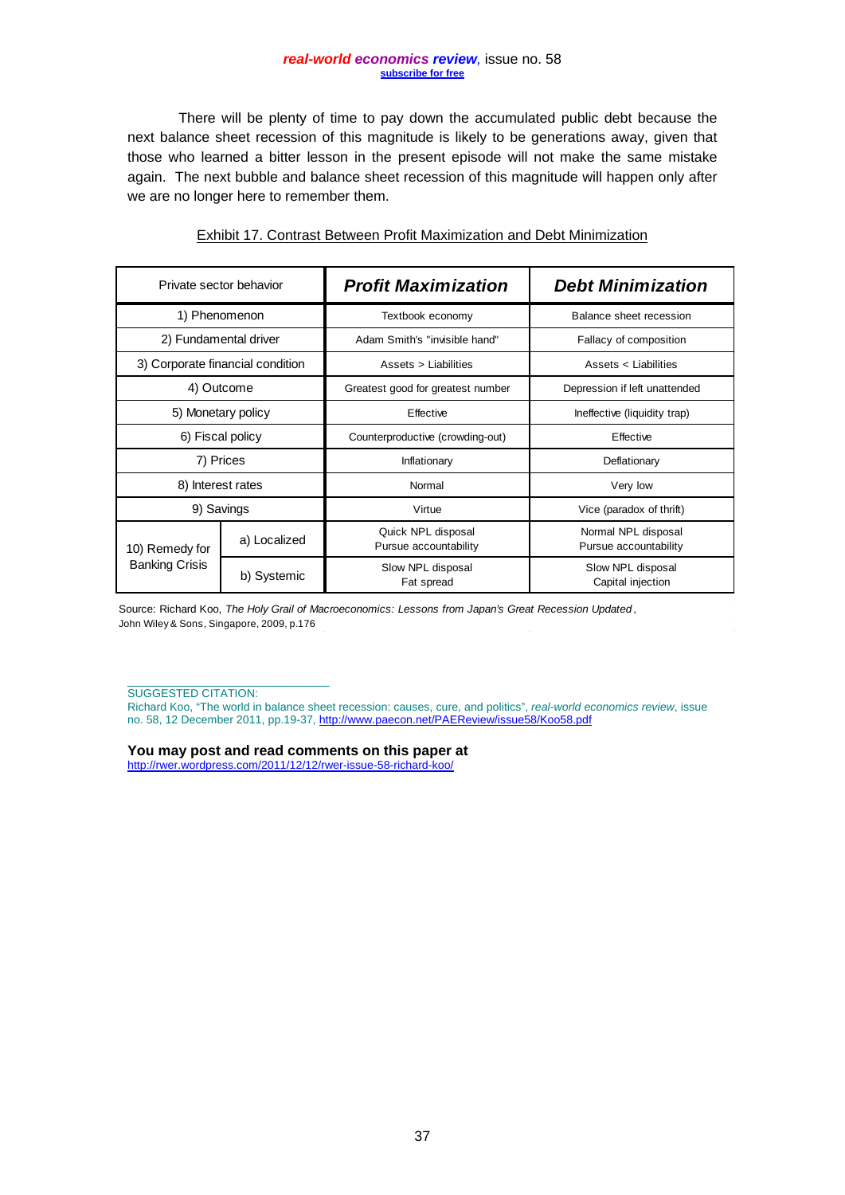There will be plenty of time to pay down the accumulated public debt because the next balance sheet recession of this magnitude is likely to be generations away, given that those who learned a bitter lesson in the present episode will not make the same mistake again. The next bubble and balance sheet recession of this magnitude will happen only after we are no longer here to remember them.

Exhibit 17. Contrast Between Profit Maximization and Debt Minimization

| Private sector behavior | | ***Profit Maximization*** | ***Debt Minimization*** |
|---|---|---|---|
| 1) Phenomenon | | Textbook economy | Balance sheet recession |
| 2) Fundamental driver | | Adam Smith's "invisible hand" | Fallacy of composition |
| 3) Corporate financial condition | | Assets > Liabilities | Assets < Liabilities |
| 4) Outcome | | Greatest good for greatest number | Depression if left unattended |
| 5) Monetary policy | | Effective | Ineffective (liquidity trap) |
| 6) Fiscal policy | | Counterproductive (crowding-out) | Effective |
| 7) Prices | | Inflationary | Deflationary |
| 8) Interest rates | | Normal | Very low |
| 9) Savings | | Virtue | Vice (paradox of thrift) |
| 10) Remedy for Banking Crisis | a) Localized | Quick NPL disposal<br>Pursue accountability | Normal NPL disposal<br>Pursue accountability |
| | b) Systemic | Slow NPL disposal<br>Fat spread | Slow NPL disposal<br>Capital injection |

Source: Richard Koo, *The Holy Grail of Macroeconomics: Lessons from Japan's Great Recession Updated*, John Wiley & Sons, Singapore, 2009, p.176

SUGGESTED CITATION:
Richard Koo, "The world in balance sheet recession: causes, cure, and politics", *real-world economics review*, issue no. 58, 12 December 2011, pp.19-37, http://www.paecon.net/PAEReview/issue58/Koo58.pdf

**You may post and read comments on this paper at**
http://rwer.wordpress.com/2011/12/12/rwer-issue-58-richard-koo/